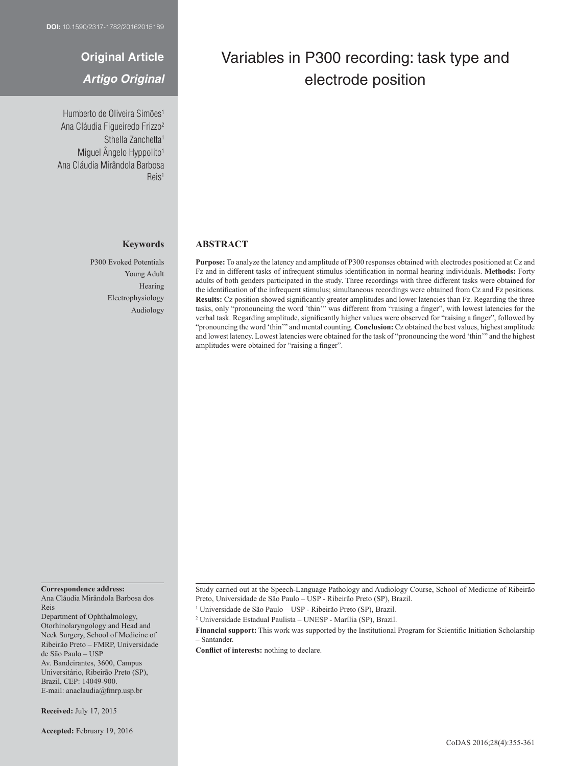DOI: 10.1590/2317-1782/20162015189

**Original Article**

***Artigo Original***

# Variables in P300 recording: task type and electrode position

Humberto de Oliveira Simões[1]
Ana Cláudia Figueiredo Frizzo[2]
Sthella Zanchetta[1]
Miguel Ângelo Hyppolito[1]
Ana Cláudia Mirândola Barbosa Reis[1]

### Keywords

P300 Evoked Potentials
Young Adult
Hearing
Electrophysiology
Audiology

## ABSTRACT

**Purpose:** To analyze the latency and amplitude of P300 responses obtained with electrodes positioned at Cz and Fz and in different tasks of infrequent stimulus identification in normal hearing individuals. **Methods:** Forty adults of both genders participated in the study. Three recordings with three different tasks were obtained for the identification of the infrequent stimulus; simultaneous recordings were obtained from Cz and Fz positions. **Results:** Cz position showed significantly greater amplitudes and lower latencies than Fz. Regarding the three tasks, only "pronouncing the word 'thin'" was different from "raising a finger", with lowest latencies for the verbal task. Regarding amplitude, significantly higher values were observed for "raising a finger", followed by "pronouncing the word 'thin'" and mental counting. **Conclusion:** Cz obtained the best values, highest amplitude and lowest latency. Lowest latencies were obtained for the task of "pronouncing the word 'thin'" and the highest amplitudes were obtained for "raising a finger".

**Correspondence address:**
Ana Cláudia Mirândola Barbosa dos Reis
Department of Ophthalmology, Otorhinolaryngology and Head and Neck Surgery, School of Medicine of Ribeirão Preto – FMRP, Universidade de São Paulo – USP
Av. Bandeirantes, 3600, Campus Universitário, Ribeirão Preto (SP), Brazil, CEP: 14049-900.
E-mail: anaclaudia@fmrp.usp.br

**Received:** July 17, 2015

**Accepted:** February 19, 2016

Study carried out at the Speech-Language Pathology and Audiology Course, School of Medicine of Ribeirão Preto, Universidade de São Paulo – USP - Ribeirão Preto (SP), Brazil.

[1] Universidade de São Paulo – USP - Ribeirão Preto (SP), Brazil.

[2] Universidade Estadual Paulista – UNESP - Marília (SP), Brazil.

**Financial support:** This work was supported by the Institutional Program for Scientific Initiation Scholarship – Santander.

**Conflict of interests:** nothing to declare.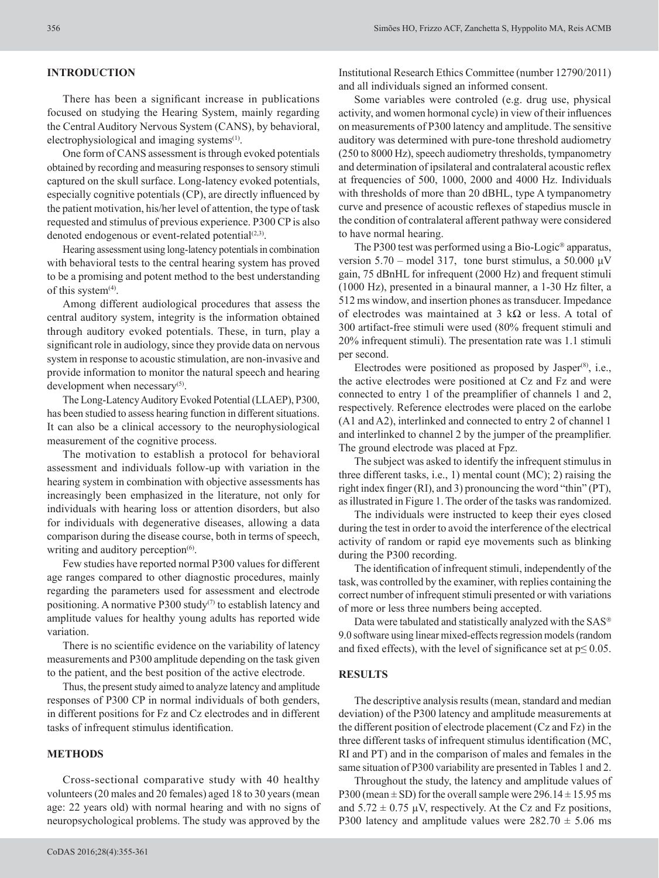## INTRODUCTION

There has been a significant increase in publications focused on studying the Hearing System, mainly regarding the Central Auditory Nervous System (CANS), by behavioral, electrophysiological and imaging systems[1].

One form of CANS assessment is through evoked potentials obtained by recording and measuring responses to sensory stimuli captured on the skull surface. Long-latency evoked potentials, especially cognitive potentials (CP), are directly influenced by the patient motivation, his/her level of attention, the type of task requested and stimulus of previous experience. P300 CP is also denoted endogenous or event-related potential[2,3].

Hearing assessment using long-latency potentials in combination with behavioral tests to the central hearing system has proved to be a promising and potent method to the best understanding of this system[4].

Among different audiological procedures that assess the central auditory system, integrity is the information obtained through auditory evoked potentials. These, in turn, play a significant role in audiology, since they provide data on nervous system in response to acoustic stimulation, are non-invasive and provide information to monitor the natural speech and hearing development when necessary[5].

The Long-Latency Auditory Evoked Potential (LLAEP), P300, has been studied to assess hearing function in different situations. It can also be a clinical accessory to the neurophysiological measurement of the cognitive process.

The motivation to establish a protocol for behavioral assessment and individuals follow-up with variation in the hearing system in combination with objective assessments has increasingly been emphasized in the literature, not only for individuals with hearing loss or attention disorders, but also for individuals with degenerative diseases, allowing a data comparison during the disease course, both in terms of speech, writing and auditory perception[6].

Few studies have reported normal P300 values for different age ranges compared to other diagnostic procedures, mainly regarding the parameters used for assessment and electrode positioning. A normative P300 study[7] to establish latency and amplitude values for healthy young adults has reported wide variation.

There is no scientific evidence on the variability of latency measurements and P300 amplitude depending on the task given to the patient, and the best position of the active electrode.

Thus, the present study aimed to analyze latency and amplitude responses of P300 CP in normal individuals of both genders, in different positions for Fz and Cz electrodes and in different tasks of infrequent stimulus identification.

## METHODS

Cross-sectional comparative study with 40 healthy volunteers (20 males and 20 females) aged 18 to 30 years (mean age: 22 years old) with normal hearing and with no signs of neuropsychological problems. The study was approved by the Institutional Research Ethics Committee (number 12790/2011) and all individuals signed an informed consent.

Some variables were controled (e.g. drug use, physical activity, and women hormonal cycle) in view of their influences on measurements of P300 latency and amplitude. The sensitive auditory was determined with pure-tone threshold audiometry (250 to 8000 Hz), speech audiometry thresholds, tympanometry and determination of ipsilateral and contralateral acoustic reflex at frequencies of 500, 1000, 2000 and 4000 Hz. Individuals with thresholds of more than 20 dBHL, type A tympanometry curve and presence of acoustic reflexes of stapedius muscle in the condition of contralateral afferent pathway were considered to have normal hearing.

The P300 test was performed using a Bio-Logic® apparatus, version 5.70 – model 317, tone burst stimulus, a 50.000 µV gain, 75 dBnHL for infrequent (2000 Hz) and frequent stimuli (1000 Hz), presented in a binaural manner, a 1-30 Hz filter, a 512 ms window, and insertion phones as transducer. Impedance of electrodes was maintained at 3 kΩ or less. A total of 300 artifact-free stimuli were used (80% frequent stimuli and 20% infrequent stimuli). The presentation rate was 1.1 stimuli per second.

Electrodes were positioned as proposed by Jasper[8], i.e., the active electrodes were positioned at Cz and Fz and were connected to entry 1 of the preamplifier of channels 1 and 2, respectively. Reference electrodes were placed on the earlobe (A1 and A2), interlinked and connected to entry 2 of channel 1 and interlinked to channel 2 by the jumper of the preamplifier. The ground electrode was placed at Fpz.

The subject was asked to identify the infrequent stimulus in three different tasks, i.e., 1) mental count (MC); 2) raising the right index finger (RI), and 3) pronouncing the word "thin" (PT), as illustrated in Figure 1. The order of the tasks was randomized.

The individuals were instructed to keep their eyes closed during the test in order to avoid the interference of the electrical activity of random or rapid eye movements such as blinking during the P300 recording.

The identification of infrequent stimuli, independently of the task, was controlled by the examiner, with replies containing the correct number of infrequent stimuli presented or with variations of more or less three numbers being accepted.

Data were tabulated and statistically analyzed with the SAS® 9.0 software using linear mixed-effects regression models (random and fixed effects), with the level of significance set at $p \leq 0.05$.

## RESULTS

The descriptive analysis results (mean, standard and median deviation) of the P300 latency and amplitude measurements at the different position of electrode placement (Cz and Fz) in the three different tasks of infrequent stimulus identification (MC, RI and PT) and in the comparison of males and females in the same situation of P300 variability are presented in Tables 1 and 2.

Throughout the study, the latency and amplitude values of P300 (mean ± SD) for the overall sample were 296.14 ± 15.95 ms and 5.72 ± 0.75 µV, respectively. At the Cz and Fz positions, P300 latency and amplitude values were 282.70 ± 5.06 ms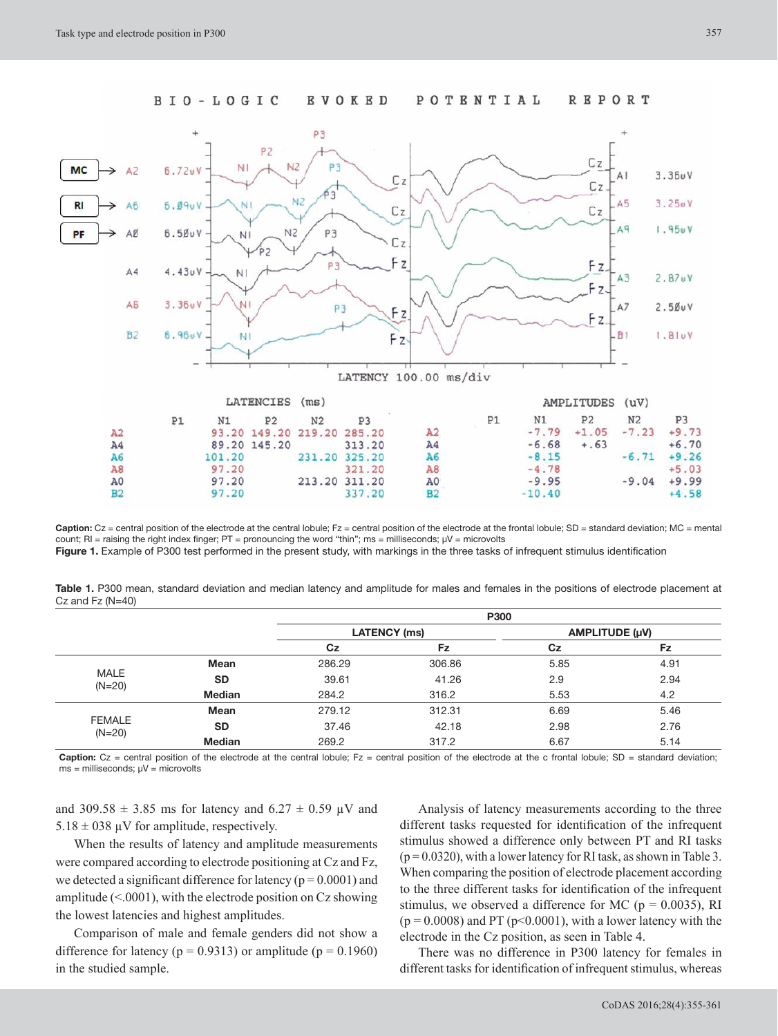**Caption:** Cz = central position of the electrode at the central lobule; Fz = central position of the electrode at the frontal lobule; SD = standard deviation; MC = mental count; RI = raising the right index finger; PT = pronouncing the word "thin"; ms = milliseconds; μV = microvolts

**Figure 1.** Example of P300 test performed in the present study, with markings in the three tasks of infrequent stimulus identification

**Table 1.** P300 mean, standard deviation and median latency and amplitude for males and females in the positions of electrode placement at Cz and Fz (N=40)

| | | P300 | | | |
|---|---|---|---|---|---|
| | | LATENCY (ms) | | AMPLITUDE (μV) | |
| | | Cz | Fz | Cz | Fz |
| MALE (N=20) | Mean | 286.29 | 306.86 | 5.85 | 4.91 |
| | SD | 39.61 | 41.26 | 2.9 | 2.94 |
| | Median | 284.2 | 316.2 | 5.53 | 4.2 |
| FEMALE (N=20) | Mean | 279.12 | 312.31 | 6.69 | 5.46 |
| | SD | 37.46 | 42.18 | 2.98 | 2.76 |
| | Median | 269.2 | 317.2 | 6.67 | 5.14 |

**Caption:** Cz = central position of the electrode at the central lobule; Fz = central position of the electrode at the c frontal lobule; SD = standard deviation; ms = milliseconds; μV = microvolts

and 309.58 ± 3.85 ms for latency and 6.27 ± 0.59 μV and 5.18 ± 038 μV for amplitude, respectively.

When the results of latency and amplitude measurements were compared according to electrode positioning at Cz and Fz, we detected a significant difference for latency ($p = 0.0001$) and amplitude (<.0001), with the electrode position on Cz showing the lowest latencies and highest amplitudes.

Comparison of male and female genders did not show a difference for latency ($p = 0.9313$) or amplitude ($p = 0.1960$) in the studied sample.

Analysis of latency measurements according to the three different tasks requested for identification of the infrequent stimulus showed a difference only between PT and RI tasks ($p = 0.0320$), with a lower latency for RI task, as shown in Table 3. When comparing the position of electrode placement according to the three different tasks for identification of the infrequent stimulus, we observed a difference for MC ($p = 0.0035$), RI ($p = 0.0008$) and PT ($p<0.0001$), with a lower latency with the electrode in the Cz position, as seen in Table 4.

There was no difference in P300 latency for females in different tasks for identification of infrequent stimulus, whereas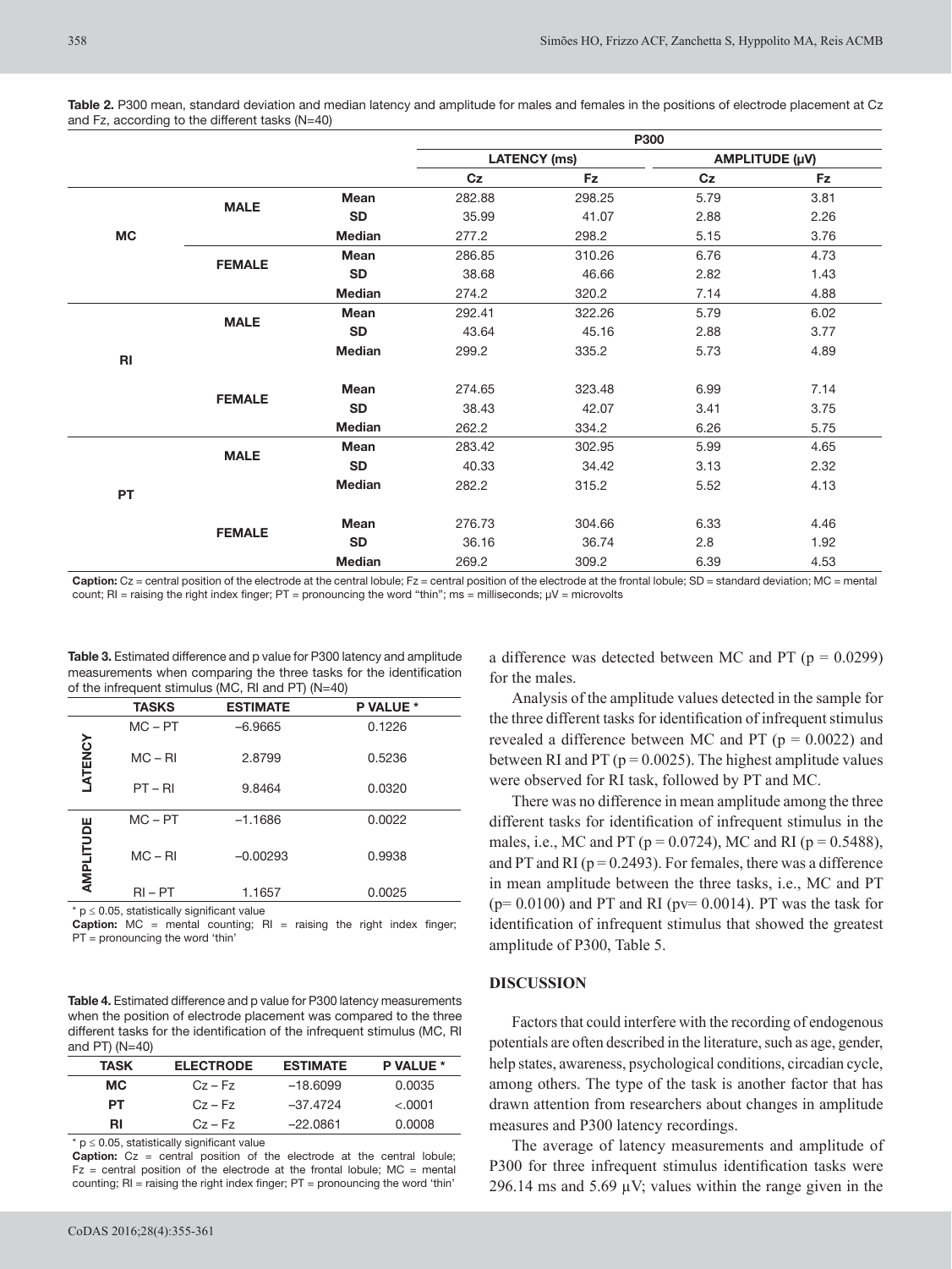**Table 2.** P300 mean, standard deviation and median latency and amplitude for males and females in the positions of electrode placement at Cz and Fz, according to the different tasks (N=40)

| | | | P300 | | | |
|---|---|---|---|---|---|---|
| | | | LATENCY (ms) | | AMPLITUDE (µV) | |
| | | | Cz | Fz | Cz | Fz |
| MC | MALE | Mean | 282.88 | 298.25 | 5.79 | 3.81 |
| | | SD | 35.99 | 41.07 | 2.88 | 2.26 |
| | | Median | 277.2 | 298.2 | 5.15 | 3.76 |
| | FEMALE | Mean | 286.85 | 310.26 | 6.76 | 4.73 |
| | | SD | 38.68 | 46.66 | 2.82 | 1.43 |
| | | Median | 274.2 | 320.2 | 7.14 | 4.88 |
| RI | MALE | Mean | 292.41 | 322.26 | 5.79 | 6.02 |
| | | SD | 43.64 | 45.16 | 2.88 | 3.77 |
| | | Median | 299.2 | 335.2 | 5.73 | 4.89 |
| | FEMALE | Mean | 274.65 | 323.48 | 6.99 | 7.14 |
| | | SD | 38.43 | 42.07 | 3.41 | 3.75 |
| | | Median | 262.2 | 334.2 | 6.26 | 5.75 |
| PT | MALE | Mean | 283.42 | 302.95 | 5.99 | 4.65 |
| | | SD | 40.33 | 34.42 | 3.13 | 2.32 |
| | | Median | 282.2 | 315.2 | 5.52 | 4.13 |
| | FEMALE | Mean | 276.73 | 304.66 | 6.33 | 4.46 |
| | | SD | 36.16 | 36.74 | 2.8 | 1.92 |
| | | Median | 269.2 | 309.2 | 6.39 | 4.53 |

**Caption:** Cz = central position of the electrode at the central lobule; Fz = central position of the electrode at the frontal lobule; SD = standard deviation; MC = mental count; RI = raising the right index finger; PT = pronouncing the word "thin"; ms = milliseconds; µV = microvolts

**Table 3.** Estimated difference and p value for P300 latency and amplitude measurements when comparing the three tasks for the identification of the infrequent stimulus (MC, RI and PT) (N=40)

| | TASKS | ESTIMATE | P VALUE * |
|---|---|---|---|
| LATENCY | MC – PT | –6.9665 | 0.1226 |
| | MC – RI | 2.8799 | 0.5236 |
| | PT – RI | 9.8464 | 0.0320 |
| AMPLITUDE | MC – PT | –1.1686 | 0.0022 |
| | MC – RI | –0.00293 | 0.9938 |
| | RI – PT | 1.1657 | 0.0025 |

* $p \leq 0.05$, statistically significant value

**Caption:** MC = mental counting; RI = raising the right index finger; PT = pronouncing the word 'thin'

**Table 4.** Estimated difference and p value for P300 latency measurements when the position of electrode placement was compared to the three different tasks for the identification of the infrequent stimulus (MC, RI and PT) (N=40)

| TASK | ELECTRODE | ESTIMATE | P VALUE * |
|---|---|---|---|
| MC | Cz – Fz | –18.6099 | 0.0035 |
| PT | Cz – Fz | –37.4724 | <.0001 |
| RI | Cz – Fz | –22.0861 | 0.0008 |

* $p \leq 0.05$, statistically significant value

**Caption:** Cz = central position of the electrode at the central lobule; Fz = central position of the electrode at the frontal lobule; MC = mental counting; RI = raising the right index finger; PT = pronouncing the word 'thin'

a difference was detected between MC and PT ($p = 0.0299$) for the males.

Analysis of the amplitude values detected in the sample for the three different tasks for identification of infrequent stimulus revealed a difference between MC and PT ($p = 0.0022$) and between RI and PT ($p = 0.0025$). The highest amplitude values were observed for RI task, followed by PT and MC.

There was no difference in mean amplitude among the three different tasks for identification of infrequent stimulus in the males, i.e., MC and PT ($p = 0.0724$), MC and RI ($p = 0.5488$), and PT and RI ($p = 0.2493$). For females, there was a difference in mean amplitude between the three tasks, i.e., MC and PT ($p= 0.0100$) and PT and RI (pv= 0.0014). PT was the task for identification of infrequent stimulus that showed the greatest amplitude of P300, Table 5.

## DISCUSSION

Factors that could interfere with the recording of endogenous potentials are often described in the literature, such as age, gender, help states, awareness, psychological conditions, circadian cycle, among others. The type of the task is another factor that has drawn attention from researchers about changes in amplitude measures and P300 latency recordings.

The average of latency measurements and amplitude of P300 for three infrequent stimulus identification tasks were 296.14 ms and 5.69 µV; values within the range given in the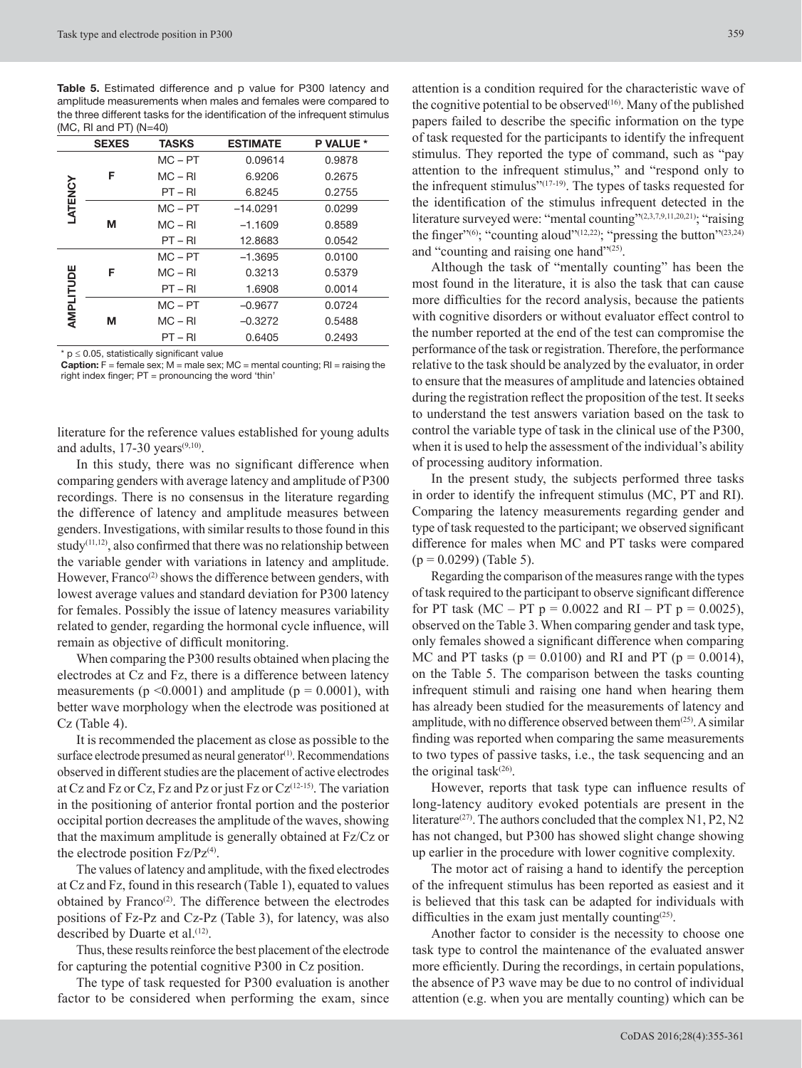**Table 5.** Estimated difference and p value for P300 latency and amplitude measurements when males and females were compared to the three different tasks for the identification of the infrequent stimulus (MC, RI and PT) (N=40)

| | SEXES | TASKS | ESTIMATE | P VALUE * |
|---|---|---|---|---|
| LATENCY | F | MC – PT | 0.09614 | 0.9878 |
| | | MC – RI | 6.9206 | 0.2675 |
| | | PT – RI | 6.8245 | 0.2755 |
| | M | MC – PT | –14.0291 | 0.0299 |
| | | MC – RI | –1.1609 | 0.8589 |
| | | PT – RI | 12.8683 | 0.0542 |
| AMPLITUDE | F | MC – PT | –1.3695 | 0.0100 |
| | | MC – RI | 0.3213 | 0.5379 |
| | | PT – RI | 1.6908 | 0.0014 |
| | M | MC – PT | –0.9677 | 0.0724 |
| | | MC – RI | –0.3272 | 0.5488 |
| | | PT – RI | 0.6405 | 0.2493 |

* $p \leq 0.05$, statistically significant value
**Caption:** F = female sex; M = male sex; MC = mental counting; RI = raising the right index finger; PT = pronouncing the word 'thin'

literature for the reference values established for young adults and adults, 17-30 years[9,10].

In this study, there was no significant difference when comparing genders with average latency and amplitude of P300 recordings. There is no consensus in the literature regarding the difference of latency and amplitude measures between genders. Investigations, with similar results to those found in this study[11,12], also confirmed that there was no relationship between the variable gender with variations in latency and amplitude. However, Franco[2] shows the difference between genders, with lowest average values and standard deviation for P300 latency for females. Possibly the issue of latency measures variability related to gender, regarding the hormonal cycle influence, will remain as objective of difficult monitoring.

When comparing the P300 results obtained when placing the electrodes at Cz and Fz, there is a difference between latency measurements ($p < 0.0001$) and amplitude ($p = 0.0001$), with better wave morphology when the electrode was positioned at Cz (Table 4).

It is recommended the placement as close as possible to the surface electrode presumed as neural generator[1]. Recommendations observed in different studies are the placement of active electrodes at Cz and Fz or Cz, Fz and Pz or just Fz or Cz[12-15]. The variation in the positioning of anterior frontal portion and the posterior occipital portion decreases the amplitude of the waves, showing that the maximum amplitude is generally obtained at Fz/Cz or the electrode position Fz/Pz[4].

The values of latency and amplitude, with the fixed electrodes at Cz and Fz, found in this research (Table 1), equated to values obtained by Franco[2]. The difference between the electrodes positions of Fz-Pz and Cz-Pz (Table 3), for latency, was also described by Duarte et al.[12].

Thus, these results reinforce the best placement of the electrode for capturing the potential cognitive P300 in Cz position.

The type of task requested for P300 evaluation is another factor to be considered when performing the exam, since attention is a condition required for the characteristic wave of the cognitive potential to be observed[16]. Many of the published papers failed to describe the specific information on the type of task requested for the participants to identify the infrequent stimulus. They reported the type of command, such as "pay attention to the infrequent stimulus," and "respond only to the infrequent stimulus"[17-19]. The types of tasks requested for the identification of the stimulus infrequent detected in the literature surveyed were: "mental counting"[2,3,7,9,11,20,21]; "raising the finger"[6]; "counting aloud"[12,22]; "pressing the button"[23,24] and "counting and raising one hand"[25].

Although the task of "mentally counting" has been the most found in the literature, it is also the task that can cause more difficulties for the record analysis, because the patients with cognitive disorders or without evaluator effect control to the number reported at the end of the test can compromise the performance of the task or registration. Therefore, the performance relative to the task should be analyzed by the evaluator, in order to ensure that the measures of amplitude and latencies obtained during the registration reflect the proposition of the test. It seeks to understand the test answers variation based on the task to control the variable type of task in the clinical use of the P300, when it is used to help the assessment of the individual's ability of processing auditory information.

In the present study, the subjects performed three tasks in order to identify the infrequent stimulus (MC, PT and RI). Comparing the latency measurements regarding gender and type of task requested to the participant; we observed significant difference for males when MC and PT tasks were compared ($p = 0.0299$) (Table 5).

Regarding the comparison of the measures range with the types of task required to the participant to observe significant difference for PT task (MC – PT $p = 0.0022$ and RI – PT $p = 0.0025$), observed on the Table 3. When comparing gender and task type, only females showed a significant difference when comparing MC and PT tasks ($p = 0.0100$) and RI and PT ($p = 0.0014$), on the Table 5. The comparison between the tasks counting infrequent stimuli and raising one hand when hearing them has already been studied for the measurements of latency and amplitude, with no difference observed between them[25]. A similar finding was reported when comparing the same measurements to two types of passive tasks, i.e., the task sequencing and an the original task[26].

However, reports that task type can influence results of long-latency auditory evoked potentials are present in the literature[27]. The authors concluded that the complex N1, P2, N2 has not changed, but P300 has showed slight change showing up earlier in the procedure with lower cognitive complexity.

The motor act of raising a hand to identify the perception of the infrequent stimulus has been reported as easiest and it is believed that this task can be adapted for individuals with difficulties in the exam just mentally counting[25].

Another factor to consider is the necessity to choose one task type to control the maintenance of the evaluated answer more efficiently. During the recordings, in certain populations, the absence of P3 wave may be due to no control of individual attention (e.g. when you are mentally counting) which can be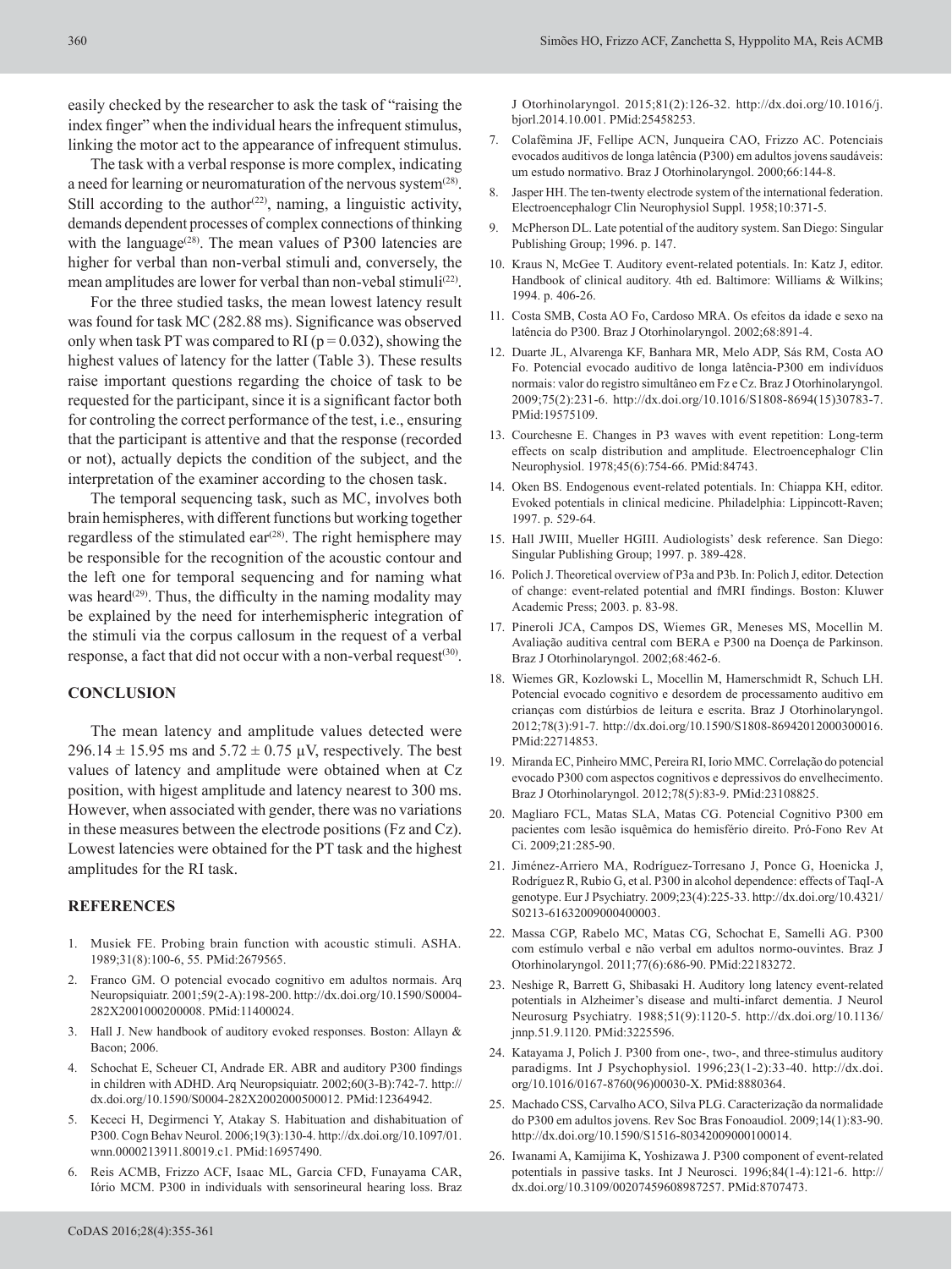easily checked by the researcher to ask the task of "raising the index finger" when the individual hears the infrequent stimulus, linking the motor act to the appearance of infrequent stimulus.

The task with a verbal response is more complex, indicating a need for learning or neuromaturation of the nervous system[28]. Still according to the author[22], naming, a linguistic activity, demands dependent processes of complex connections of thinking with the language[28]. The mean values of P300 latencies are higher for verbal than non-verbal stimuli and, conversely, the mean amplitudes are lower for verbal than non-vebal stimuli[22].

For the three studied tasks, the mean lowest latency result was found for task MC (282.88 ms). Significance was observed only when task PT was compared to RI ($p = 0.032$), showing the highest values of latency for the latter (Table 3). These results raise important questions regarding the choice of task to be requested for the participant, since it is a significant factor both for controling the correct performance of the test, i.e., ensuring that the participant is attentive and that the response (recorded or not), actually depicts the condition of the subject, and the interpretation of the examiner according to the chosen task.

The temporal sequencing task, such as MC, involves both brain hemispheres, with different functions but working together regardless of the stimulated ear[28]. The right hemisphere may be responsible for the recognition of the acoustic contour and the left one for temporal sequencing and for naming what was heard[29]. Thus, the difficulty in the naming modality may be explained by the need for interhemispheric integration of the stimuli via the corpus callosum in the request of a verbal response, a fact that did not occur with a non-verbal request[30].

## CONCLUSION

The mean latency and amplitude values detected were $296.14 \pm 15.95$ ms and $5.72 \pm 0.75$ µV, respectively. The best values of latency and amplitude were obtained when at Cz position, with higest amplitude and latency nearest to 300 ms. However, when associated with gender, there was no variations in these measures between the electrode positions (Fz and Cz). Lowest latencies were obtained for the PT task and the highest amplitudes for the RI task.

## REFERENCES

1. Musiek FE. Probing brain function with acoustic stimuli. ASHA. 1989;31(8):100-6, 55. PMid:2679565.
2. Franco GM. O potencial evocado cognitivo em adultos normais. Arq Neuropsiquiatr. 2001;59(2-A):198-200. http://dx.doi.org/10.1590/S0004-282X2001000200008. PMid:11400024.
3. Hall J. New handbook of auditory evoked responses. Boston: Allayn & Bacon; 2006.
4. Schochat E, Scheuer CI, Andrade ER. ABR and auditory P300 findings in children with ADHD. Arq Neuropsiquiatr. 2002;60(3-B):742-7. http://dx.doi.org/10.1590/S0004-282X2002000500012. PMid:12364942.
5. Kececi H, Degirmenci Y, Atakay S. Habituation and dishabituation of P300. Cogn Behav Neurol. 2006;19(3):130-4. http://dx.doi.org/10.1097/01.wnn.0000213911.80019.c1. PMid:16957490.
6. Reis ACMB, Frizzo ACF, Isaac ML, Garcia CFD, Funayama CAR, Iório MCM. P300 in individuals with sensorineural hearing loss. Braz J Otorhinolaryngol. 2015;81(2):126-32. http://dx.doi.org/10.1016/j.bjorl.2014.10.001. PMid:25458253.
7. Colafêmina JF, Fellipe ACN, Junqueira CAO, Frizzo AC. Potenciais evocados auditivos de longa latência (P300) em adultos jovens saudáveis: um estudo normativo. Braz J Otorhinolaryngol. 2000;66:144-8.
8. Jasper HH. The ten-twenty electrode system of the international federation. Electroencephalogr Clin Neurophysiol Suppl. 1958;10:371-5.
9. McPherson DL. Late potential of the auditory system. San Diego: Singular Publishing Group; 1996. p. 147.
10. Kraus N, McGee T. Auditory event-related potentials. In: Katz J, editor. Handbook of clinical auditory. 4th ed. Baltimore: Williams & Wilkins; 1994. p. 406-26.
11. Costa SMB, Costa AO Fo, Cardoso MRA. Os efeitos da idade e sexo na latência do P300. Braz J Otorhinolaryngol. 2002;68:891-4.
12. Duarte JL, Alvarenga KF, Banhara MR, Melo ADP, Sás RM, Costa AO Fo. Potencial evocado auditivo de longa latência-P300 em indivíduos normais: valor do registro simultâneo em Fz e Cz. Braz J Otorhinolaryngol. 2009;75(2):231-6. http://dx.doi.org/10.1016/S1808-8694(15)30783-7. PMid:19575109.
13. Courchesne E. Changes in P3 waves with event repetition: Long-term effects on scalp distribution and amplitude. Electroencephalogr Clin Neurophysiol. 1978;45(6):754-66. PMid:84743.
14. Oken BS. Endogenous event-related potentials. In: Chiappa KH, editor. Evoked potentials in clinical medicine. Philadelphia: Lippincott-Raven; 1997. p. 529-64.
15. Hall JWIII, Mueller HGIII. Audiologists' desk reference. San Diego: Singular Publishing Group; 1997. p. 389-428.
16. Polich J. Theoretical overview of P3a and P3b. In: Polich J, editor. Detection of change: event-related potential and fMRI findings. Boston: Kluwer Academic Press; 2003. p. 83-98.
17. Pineroli JCA, Campos DS, Wiemes GR, Meneses MS, Mocellin M. Avaliação auditiva central com BERA e P300 na Doença de Parkinson. Braz J Otorhinolaryngol. 2002;68:462-6.
18. Wiemes GR, Kozlowski L, Mocellin M, Hamerschmidt R, Schuch LH. Potencial evocado cognitivo e desordem de processamento auditivo em crianças com distúrbios de leitura e escrita. Braz J Otorhinolaryngol. 2012;78(3):91-7. http://dx.doi.org/10.1590/S1808-86942012000300016. PMid:22714853.
19. Miranda EC, Pinheiro MMC, Pereira RI, Iorio MMC. Correlação do potencial evocado P300 com aspectos cognitivos e depressivos do envelhecimento. Braz J Otorhinolaryngol. 2012;78(5):83-9. PMid:23108825.
20. Magliaro FCL, Matas SLA, Matas CG. Potencial Cognitivo P300 em pacientes com lesão isquêmica do hemisfério direito. Pró-Fono Rev At Ci. 2009;21:285-90.
21. Jiménez-Arriero MA, Rodríguez-Torresano J, Ponce G, Hoenicka J, Rodríguez R, Rubio G, et al. P300 in alcohol dependence: effects of TaqI-A genotype. Eur J Psychiatry. 2009;23(4):225-33. http://dx.doi.org/10.4321/S0213-61632009000400003.
22. Massa CGP, Rabelo MC, Matas CG, Schochat E, Samelli AG. P300 com estímulo verbal e não verbal em adultos normo-ouvintes. Braz J Otorhinolaryngol. 2011;77(6):686-90. PMid:22183272.
23. Neshige R, Barrett G, Shibasaki H. Auditory long latency event-related potentials in Alzheimer's disease and multi-infarct dementia. J Neurol Neurosurg Psychiatry. 1988;51(9):1120-5. http://dx.doi.org/10.1136/jnnp.51.9.1120. PMid:3225596.
24. Katayama J, Polich J. P300 from one-, two-, and three-stimulus auditory paradigms. Int J Psychophysiol. 1996;23(1-2):33-40. http://dx.doi.org/10.1016/0167-8760(96)00030-X. PMid:8880364.
25. Machado CSS, Carvalho ACO, Silva PLG. Caracterização da normalidade do P300 em adultos jovens. Rev Soc Bras Fonoaudiol. 2009;14(1):83-90. http://dx.doi.org/10.1590/S1516-80342009000100014.
26. Iwanami A, Kamijima K, Yoshizawa J. P300 component of event-related potentials in passive tasks. Int J Neurosci. 1996;84(1-4):121-6. http://dx.doi.org/10.3109/00207459608987257. PMid:8707473.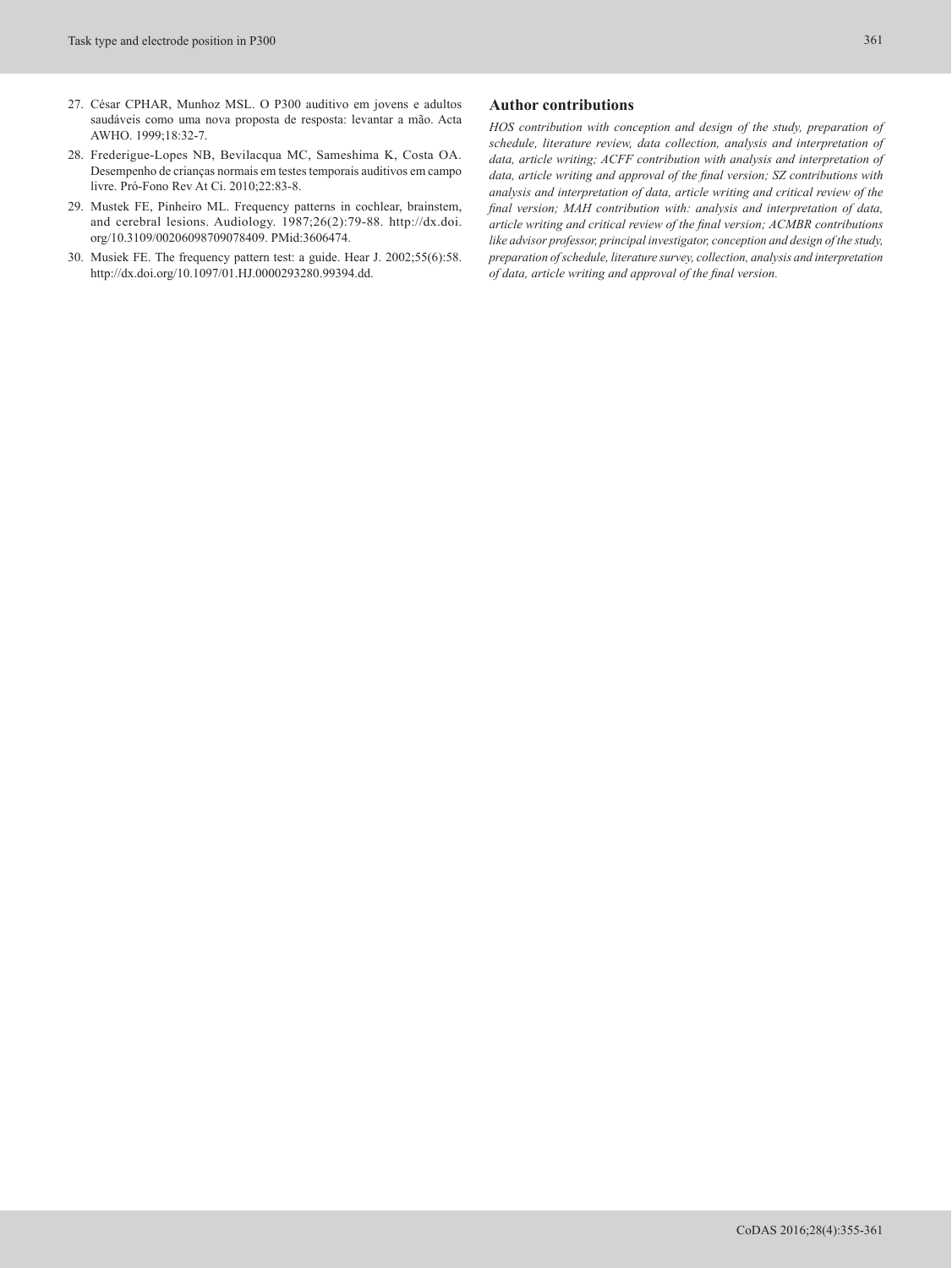27. César CPHAR, Munhoz MSL. O P300 auditivo em jovens e adultos saudáveis como uma nova proposta de resposta: levantar a mão. Acta AWHO. 1999;18:32-7.
28. Frederigue-Lopes NB, Bevilacqua MC, Sameshima K, Costa OA. Desempenho de crianças normais em testes temporais auditivos em campo livre. Pró-Fono Rev At Ci. 2010;22:83-8.
29. Mustek FE, Pinheiro ML. Frequency patterns in cochlear, brainstem, and cerebral lesions. Audiology. 1987;26(2):79-88. http://dx.doi.org/10.3109/00206098709078409. PMid:3606474.
30. Musiek FE. The frequency pattern test: a guide. Hear J. 2002;55(6):58. http://dx.doi.org/10.1097/01.HJ.0000293280.99394.dd.

## Author contributions

*HOS contribution with conception and design of the study, preparation of schedule, literature review, data collection, analysis and interpretation of data, article writing; ACFF contribution with analysis and interpretation of data, article writing and approval of the final version; SZ contributions with analysis and interpretation of data, article writing and critical review of the final version; MAH contribution with: analysis and interpretation of data, article writing and critical review of the final version; ACMBR contributions like advisor professor, principal investigator, conception and design of the study, preparation of schedule, literature survey, collection, analysis and interpretation of data, article writing and approval of the final version.*